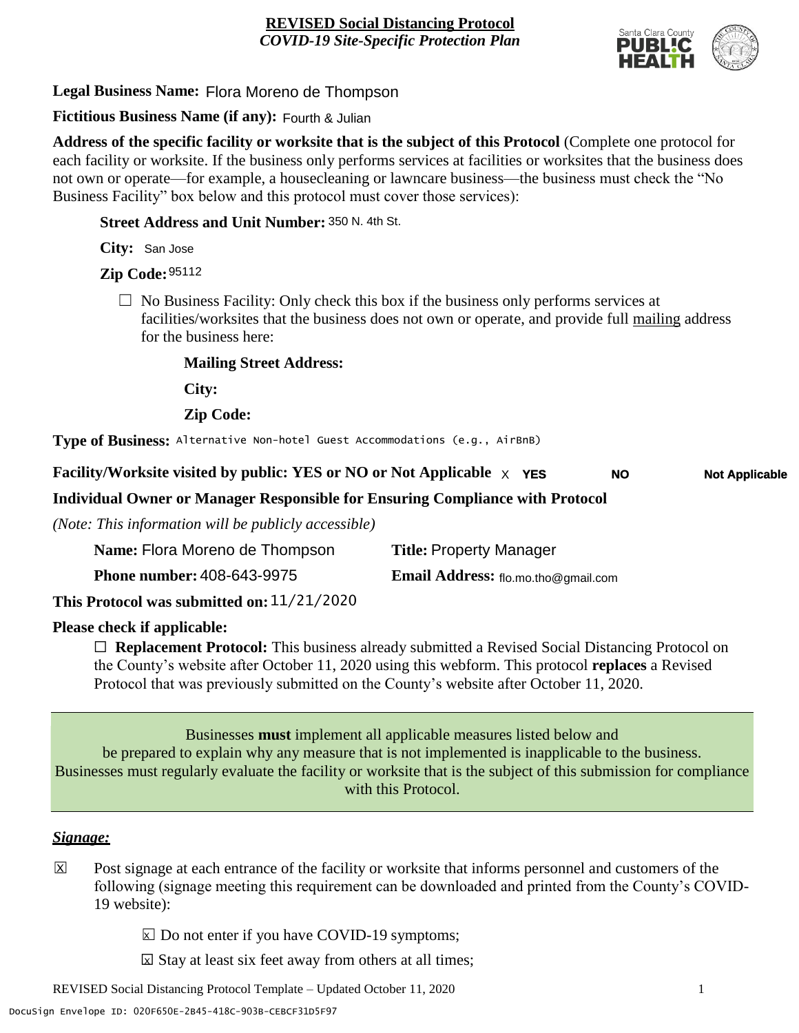**REVISED Social Distancing Protocol**
*COVID-19 Site-Specific Protection Plan*

**Legal Business Name:** Flora Moreno de Thompson

**Fictitious Business Name (if any):** Fourth & Julian

**Address of the specific facility or worksite that is the subject of this Protocol** (Complete one protocol for each facility or worksite. If the business only performs services at facilities or worksites that the business does not own or operate—for example, a housecleaning or lawncare business—the business must check the "No Business Facility" box below and this protocol must cover those services):

**Street Address and Unit Number:** 350 N. 4th St.

**City:** San Jose

**Zip Code:** 95112

☐ No Business Facility: Only check this box if the business only performs services at facilities/worksites that the business does not own or operate, and provide full mailing address for the business here:

**Mailing Street Address:**

**City:**

**Zip Code:**

**Type of Business:** Alternative Non-hotel Guest Accommodations (e.g., AirBnB)

**Facility/Worksite visited by public: YES or NO or Not Applicable** X **YES** **NO** **Not Applicable**

**Individual Owner or Manager Responsible for Ensuring Compliance with Protocol**

*(Note: This information will be publicly accessible)*

**Name:** Flora Moreno de Thompson **Title:** Property Manager

**Phone number:** 408-643-9975 **Email Address:** flo.mo.tho@gmail.com

**This Protocol was submitted on:** 11/21/2020

**Please check if applicable:**

☐ **Replacement Protocol:** This business already submitted a Revised Social Distancing Protocol on the County's website after October 11, 2020 using this webform. This protocol **replaces** a Revised Protocol that was previously submitted on the County's website after October 11, 2020.

Businesses **must** implement all applicable measures listed below and be prepared to explain why any measure that is not implemented is inapplicable to the business. Businesses must regularly evaluate the facility or worksite that is the subject of this submission for compliance with this Protocol.

## *Signage:*

☒ Post signage at each entrance of the facility or worksite that informs personnel and customers of the following (signage meeting this requirement can be downloaded and printed from the County's COVID-19 website):

- ☒ Do not enter if you have COVID-19 symptoms;
- ☒ Stay at least six feet away from others at all times;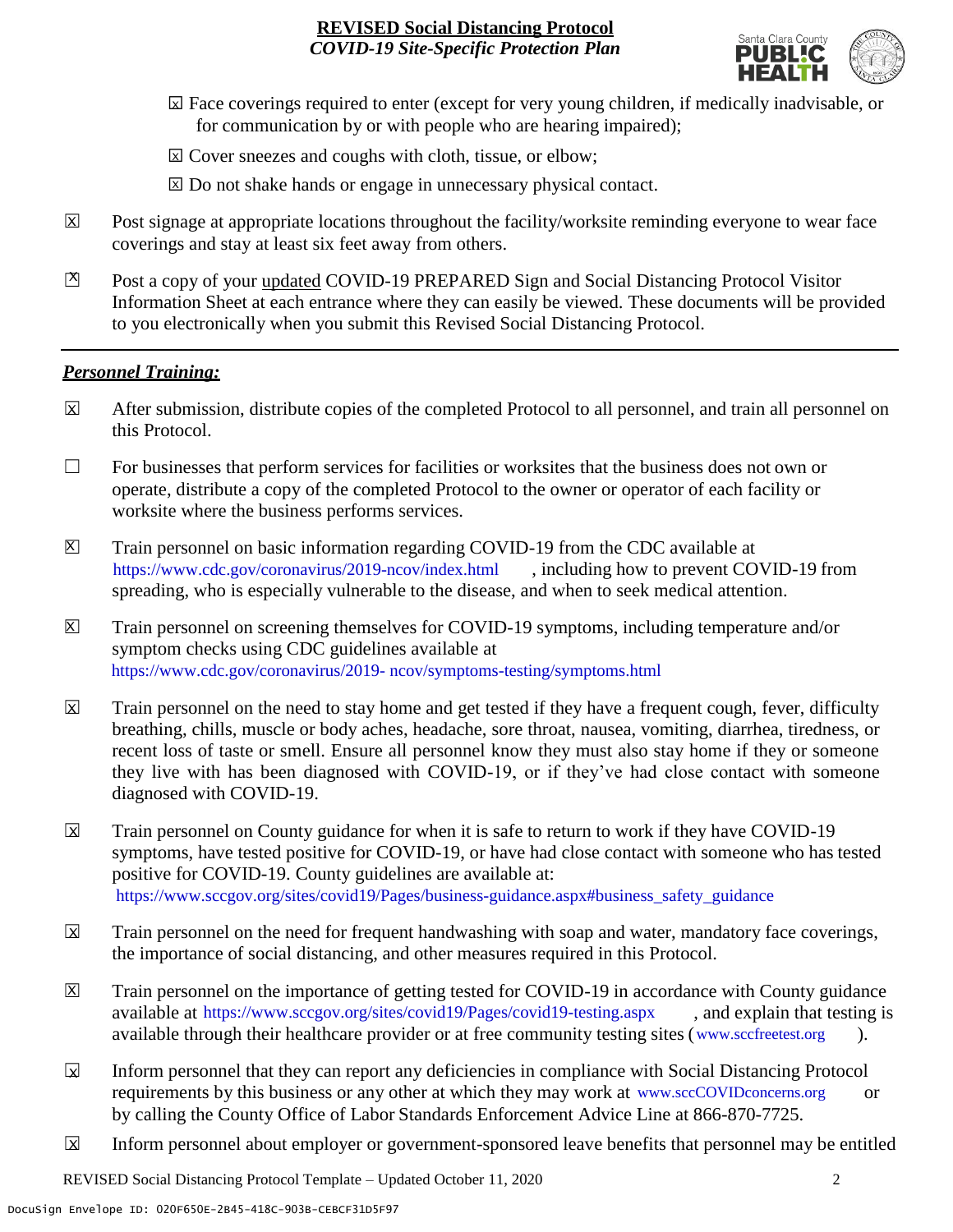☒ Face coverings required to enter (except for very young children, if medically inadvisable, or for communication by or with people who are hearing impaired);

☒ Cover sneezes and coughs with cloth, tissue, or elbow;

☒ Do not shake hands or engage in unnecessary physical contact.

☒ Post signage at appropriate locations throughout the facility/worksite reminding everyone to wear face coverings and stay at least six feet away from others.

☒ Post a copy of your updated COVID-19 PREPARED Sign and Social Distancing Protocol Visitor Information Sheet at each entrance where they can easily be viewed. These documents will be provided to you electronically when you submit this Revised Social Distancing Protocol.

---

## *Personnel Training:*

☒ After submission, distribute copies of the completed Protocol to all personnel, and train all personnel on this Protocol.

☐ For businesses that perform services for facilities or worksites that the business does not own or operate, distribute a copy of the completed Protocol to the owner or operator of each facility or worksite where the business performs services.

☒ Train personnel on basic information regarding COVID-19 from the CDC available at https://www.cdc.gov/coronavirus/2019-ncov/index.html, including how to prevent COVID-19 from spreading, who is especially vulnerable to the disease, and when to seek medical attention.

☒ Train personnel on screening themselves for COVID-19 symptoms, including temperature and/or symptom checks using CDC guidelines available at https://www.cdc.gov/coronavirus/2019- ncov/symptoms-testing/symptoms.html

☒ Train personnel on the need to stay home and get tested if they have a frequent cough, fever, difficulty breathing, chills, muscle or body aches, headache, sore throat, nausea, vomiting, diarrhea, tiredness, or recent loss of taste or smell. Ensure all personnel know they must also stay home if they or someone they live with has been diagnosed with COVID-19, or if they've had close contact with someone diagnosed with COVID-19.

☒ Train personnel on County guidance for when it is safe to return to work if they have COVID-19 symptoms, have tested positive for COVID-19, or have had close contact with someone who has tested positive for COVID-19. County guidelines are available at: https://www.sccgov.org/sites/covid19/Pages/business-guidance.aspx#business_safety_guidance

☒ Train personnel on the need for frequent handwashing with soap and water, mandatory face coverings, the importance of social distancing, and other measures required in this Protocol.

☒ Train personnel on the importance of getting tested for COVID-19 in accordance with County guidance available at https://www.sccgov.org/sites/covid19/Pages/covid19-testing.aspx, and explain that testing is available through their healthcare provider or at free community testing sites (www.sccfreetest.org).

☒ Inform personnel that they can report any deficiencies in compliance with Social Distancing Protocol requirements by this business or any other at which they may work at www.sccCOVIDconcerns.org or by calling the County Office of Labor Standards Enforcement Advice Line at 866-870-7725.

☒ Inform personnel about employer or government-sponsored leave benefits that personnel may be entitled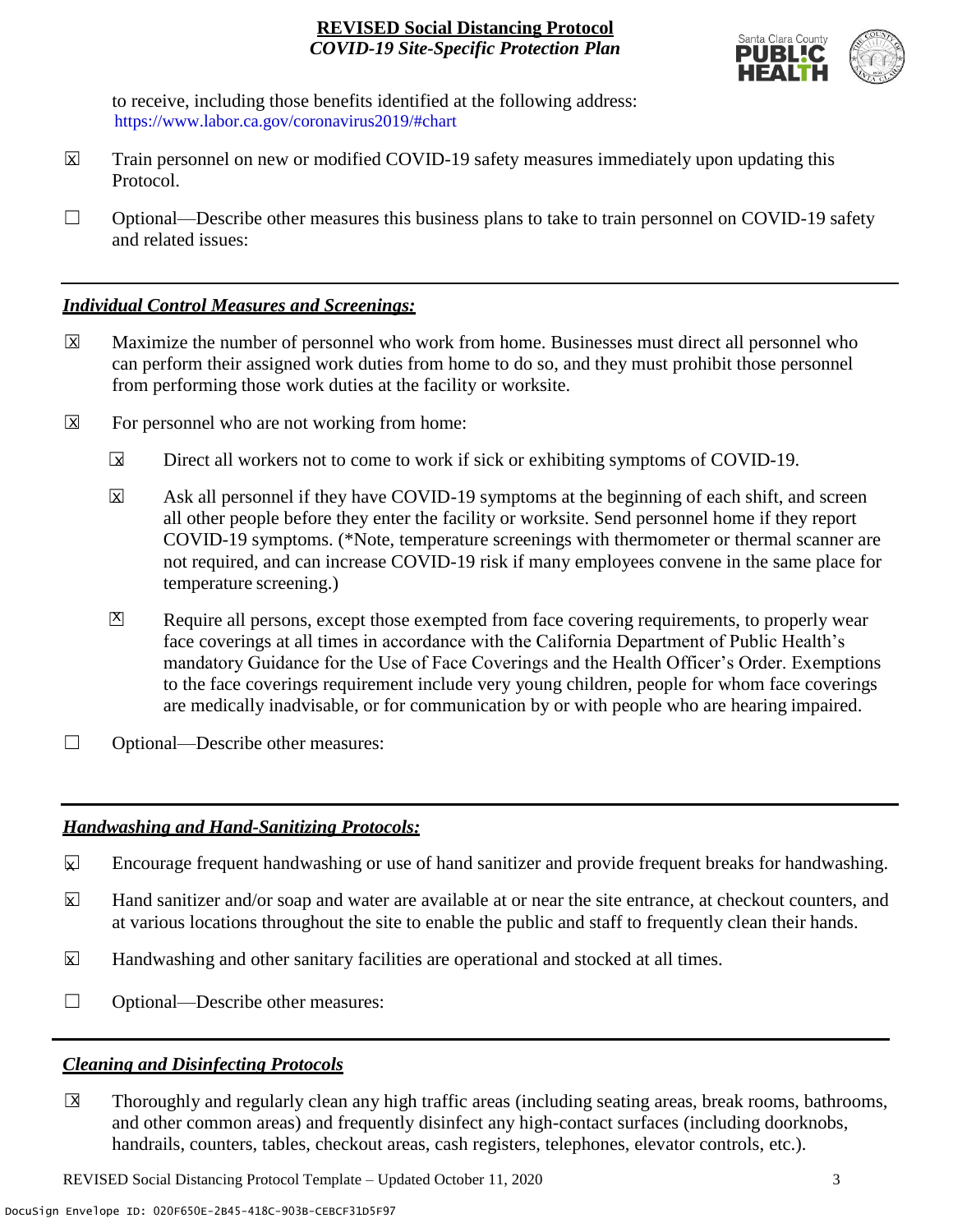to receive, including those benefits identified at the following address: https://www.labor.ca.gov/coronavirus2019/#chart

☒ Train personnel on new or modified COVID-19 safety measures immediately upon updating this Protocol.

☐ Optional—Describe other measures this business plans to take to train personnel on COVID-19 safety and related issues:

## *Individual Control Measures and Screenings:*

☒ Maximize the number of personnel who work from home. Businesses must direct all personnel who can perform their assigned work duties from home to do so, and they must prohibit those personnel from performing those work duties at the facility or worksite.

☒ For personnel who are not working from home:

- ☒ Direct all workers not to come to work if sick or exhibiting symptoms of COVID-19.
- ☒ Ask all personnel if they have COVID-19 symptoms at the beginning of each shift, and screen all other people before they enter the facility or worksite. Send personnel home if they report COVID-19 symptoms. (*Note, temperature screenings with thermometer or thermal scanner are not required, and can increase COVID-19 risk if many employees convene in the same place for temperature screening.)
- ☒ Require all persons, except those exempted from face covering requirements, to properly wear face coverings at all times in accordance with the California Department of Public Health's mandatory Guidance for the Use of Face Coverings and the Health Officer's Order. Exemptions to the face coverings requirement include very young children, people for whom face coverings are medically inadvisable, or for communication by or with people who are hearing impaired.

☐ Optional—Describe other measures:

## *Handwashing and Hand-Sanitizing Protocols:*

☒ Encourage frequent handwashing or use of hand sanitizer and provide frequent breaks for handwashing.

☒ Hand sanitizer and/or soap and water are available at or near the site entrance, at checkout counters, and at various locations throughout the site to enable the public and staff to frequently clean their hands.

☒ Handwashing and other sanitary facilities are operational and stocked at all times.

☐ Optional—Describe other measures:

## *Cleaning and Disinfecting Protocols*

☒ Thoroughly and regularly clean any high traffic areas (including seating areas, break rooms, bathrooms, and other common areas) and frequently disinfect any high-contact surfaces (including doorknobs, handrails, counters, tables, checkout areas, cash registers, telephones, elevator controls, etc.).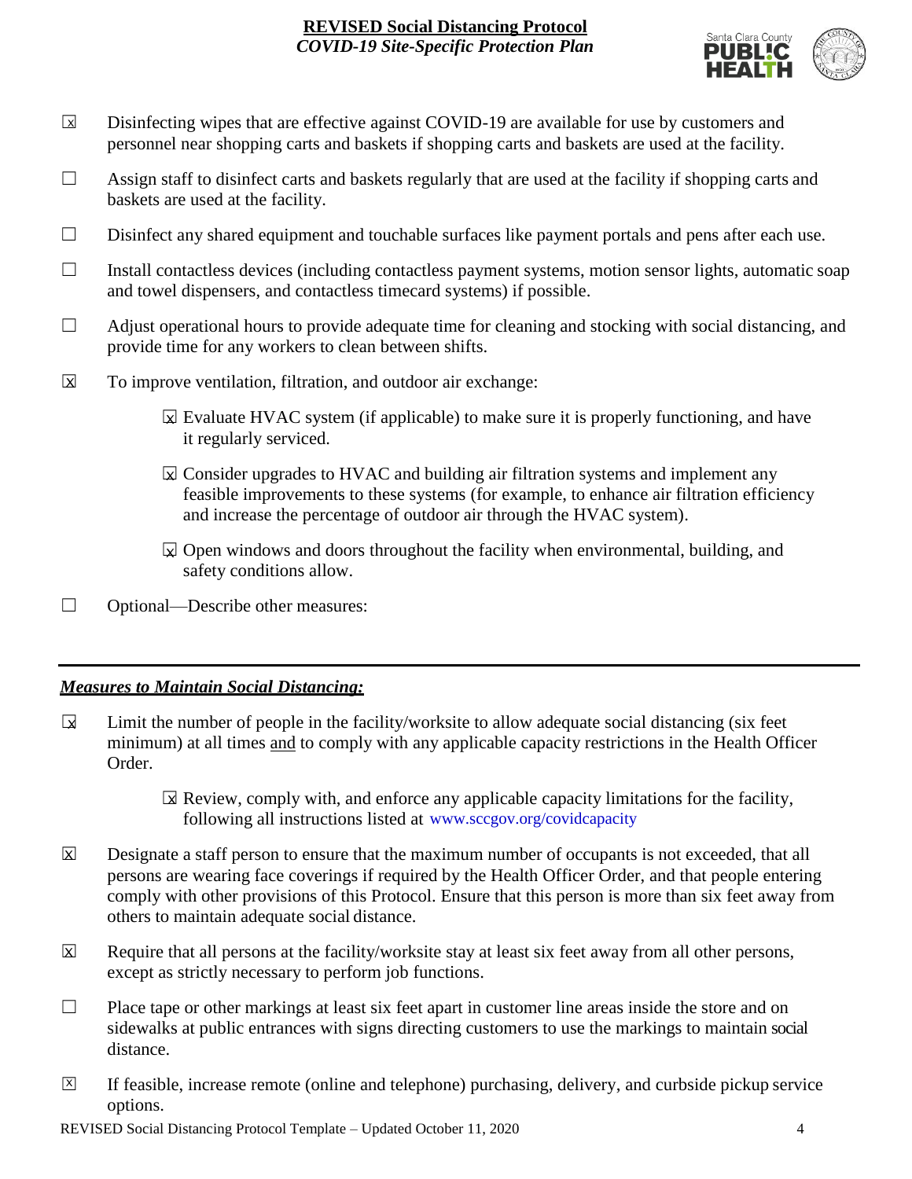- ☒ Disinfecting wipes that are effective against COVID-19 are available for use by customers and personnel near shopping carts and baskets if shopping carts and baskets are used at the facility.
- ☐ Assign staff to disinfect carts and baskets regularly that are used at the facility if shopping carts and baskets are used at the facility.
- ☐ Disinfect any shared equipment and touchable surfaces like payment portals and pens after each use.
- ☐ Install contactless devices (including contactless payment systems, motion sensor lights, automatic soap and towel dispensers, and contactless timecard systems) if possible.
- ☐ Adjust operational hours to provide adequate time for cleaning and stocking with social distancing, and provide time for any workers to clean between shifts.
- ☒ To improve ventilation, filtration, and outdoor air exchange:
  - ☒ Evaluate HVAC system (if applicable) to make sure it is properly functioning, and have it regularly serviced.
  - ☒ Consider upgrades to HVAC and building air filtration systems and implement any feasible improvements to these systems (for example, to enhance air filtration efficiency and increase the percentage of outdoor air through the HVAC system).
  - ☒ Open windows and doors throughout the facility when environmental, building, and safety conditions allow.
- ☐ Optional—Describe other measures:

---

***Measures to Maintain Social Distancing:***

- ☒ Limit the number of people in the facility/worksite to allow adequate social distancing (six feet minimum) at all times and to comply with any applicable capacity restrictions in the Health Officer Order.
  - ☒ Review, comply with, and enforce any applicable capacity limitations for the facility, following all instructions listed at www.sccgov.org/covidcapacity
- ☒ Designate a staff person to ensure that the maximum number of occupants is not exceeded, that all persons are wearing face coverings if required by the Health Officer Order, and that people entering comply with other provisions of this Protocol. Ensure that this person is more than six feet away from others to maintain adequate social distance.
- ☒ Require that all persons at the facility/worksite stay at least six feet away from all other persons, except as strictly necessary to perform job functions.
- ☐ Place tape or other markings at least six feet apart in customer line areas inside the store and on sidewalks at public entrances with signs directing customers to use the markings to maintain social distance.
- ☒ If feasible, increase remote (online and telephone) purchasing, delivery, and curbside pickup service options.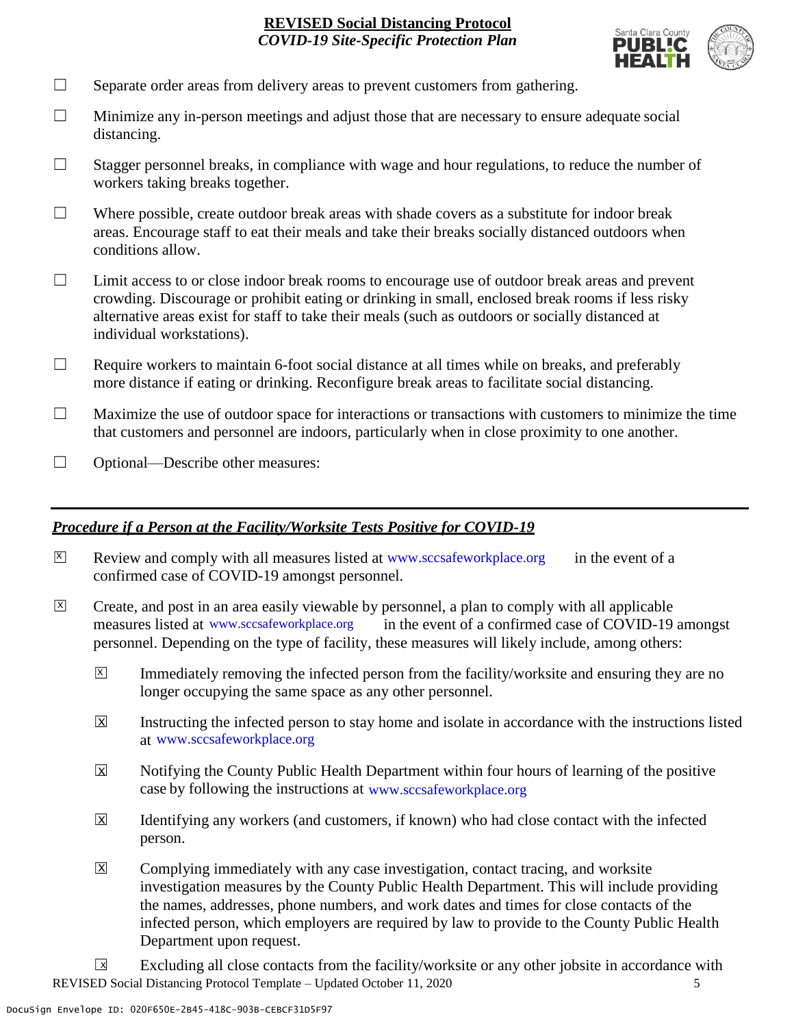☐ Separate order areas from delivery areas to prevent customers from gathering.

☐ Minimize any in-person meetings and adjust those that are necessary to ensure adequate social distancing.

☐ Stagger personnel breaks, in compliance with wage and hour regulations, to reduce the number of workers taking breaks together.

☐ Where possible, create outdoor break areas with shade covers as a substitute for indoor break areas. Encourage staff to eat their meals and take their breaks socially distanced outdoors when conditions allow.

☐ Limit access to or close indoor break rooms to encourage use of outdoor break areas and prevent crowding. Discourage or prohibit eating or drinking in small, enclosed break rooms if less risky alternative areas exist for staff to take their meals (such as outdoors or socially distanced at individual workstations).

☐ Require workers to maintain 6-foot social distance at all times while on breaks, and preferably more distance if eating or drinking. Reconfigure break areas to facilitate social distancing.

☐ Maximize the use of outdoor space for interactions or transactions with customers to minimize the time that customers and personnel are indoors, particularly when in close proximity to one another.

☐ Optional—Describe other measures:

---

***Procedure if a Person at the Facility/Worksite Tests Positive for COVID-19***

☒ Review and comply with all measures listed at www.sccsafeworkplace.org in the event of a confirmed case of COVID-19 amongst personnel.

☒ Create, and post in an area easily viewable by personnel, a plan to comply with all applicable measures listed at www.sccsafeworkplace.org in the event of a confirmed case of COVID-19 amongst personnel. Depending on the type of facility, these measures will likely include, among others:

- ☒ Immediately removing the infected person from the facility/worksite and ensuring they are no longer occupying the same space as any other personnel.
- ☒ Instructing the infected person to stay home and isolate in accordance with the instructions listed at www.sccsafeworkplace.org
- ☒ Notifying the County Public Health Department within four hours of learning of the positive case by following the instructions at www.sccsafeworkplace.org
- ☒ Identifying any workers (and customers, if known) who had close contact with the infected person.
- ☒ Complying immediately with any case investigation, contact tracing, and worksite investigation measures by the County Public Health Department. This will include providing the names, addresses, phone numbers, and work dates and times for close contacts of the infected person, which employers are required by law to provide to the County Public Health Department upon request.
- ☒ Excluding all close contacts from the facility/worksite or any other jobsite in accordance with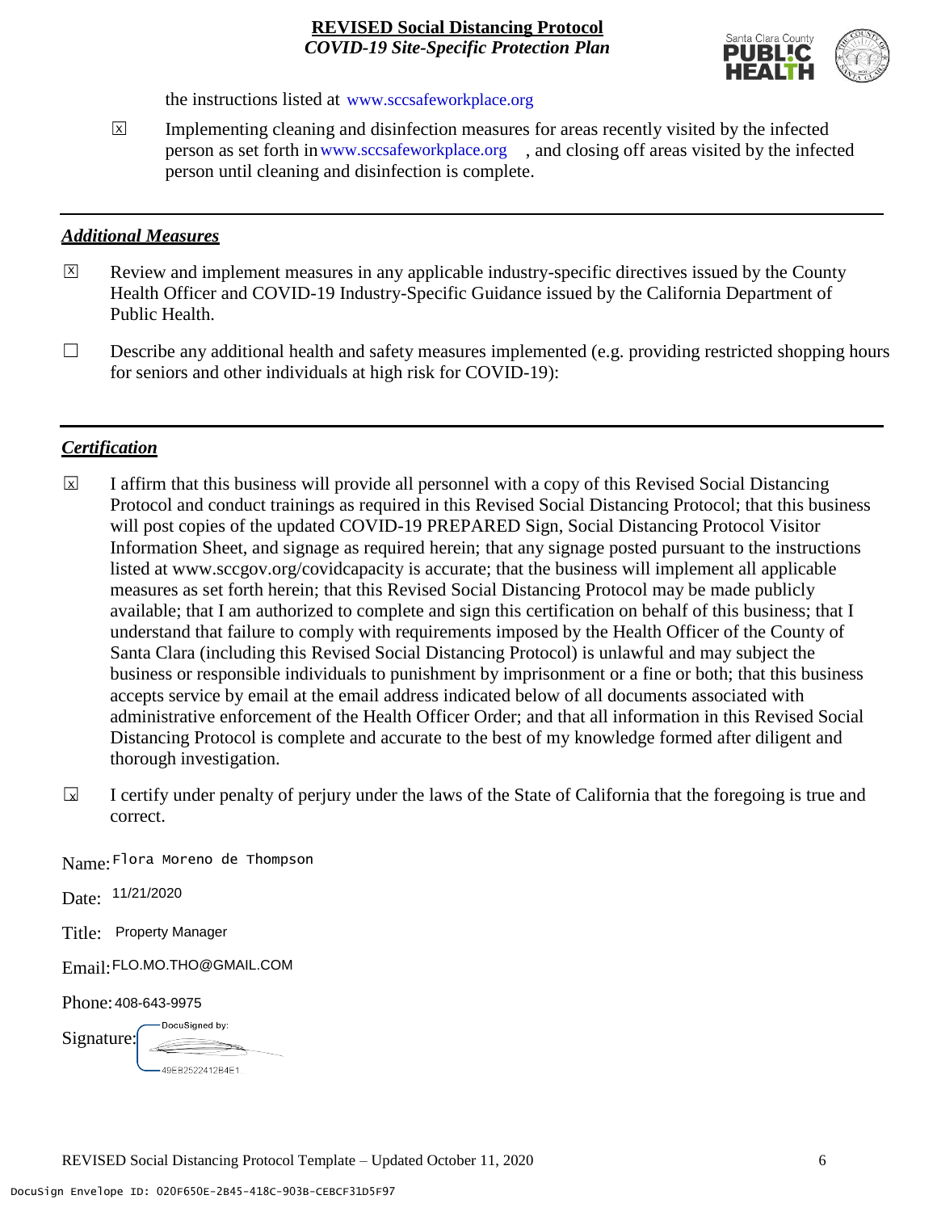the instructions listed at www.sccsafeworkplace.org

☒ Implementing cleaning and disinfection measures for areas recently visited by the infected person as set forth in www.sccsafeworkplace.org , and closing off areas visited by the infected person until cleaning and disinfection is complete.

## ***Additional Measures***

☒ Review and implement measures in any applicable industry-specific directives issued by the County Health Officer and COVID-19 Industry-Specific Guidance issued by the California Department of Public Health.

☐ Describe any additional health and safety measures implemented (e.g. providing restricted shopping hours for seniors and other individuals at high risk for COVID-19):

## ***Certification***

☒ I affirm that this business will provide all personnel with a copy of this Revised Social Distancing Protocol and conduct trainings as required in this Revised Social Distancing Protocol; that this business will post copies of the updated COVID-19 PREPARED Sign, Social Distancing Protocol Visitor Information Sheet, and signage as required herein; that any signage posted pursuant to the instructions listed at www.sccgov.org/covidcapacity is accurate; that the business will implement all applicable measures as set forth herein; that this Revised Social Distancing Protocol may be made publicly available; that I am authorized to complete and sign this certification on behalf of this business; that I understand that failure to comply with requirements imposed by the Health Officer of the County of Santa Clara (including this Revised Social Distancing Protocol) is unlawful and may subject the business or responsible individuals to punishment by imprisonment or a fine or both; that this business accepts service by email at the email address indicated below of all documents associated with administrative enforcement of the Health Officer Order; and that all information in this Revised Social Distancing Protocol is complete and accurate to the best of my knowledge formed after diligent and thorough investigation.

☒ I certify under penalty of perjury under the laws of the State of California that the foregoing is true and correct.

Name: Flora Moreno de Thompson

Date: 11/21/2020

Title: Property Manager

Email: FLO.MO.THO@GMAIL.COM

Phone: 408-643-9975

Signature: DocuSigned by: 49EB2522412B4E1

REVISED Social Distancing Protocol Template – Updated October 11, 2020

DocuSign Envelope ID: 020F650E-2B45-418C-903B-CEBCF31D5F97